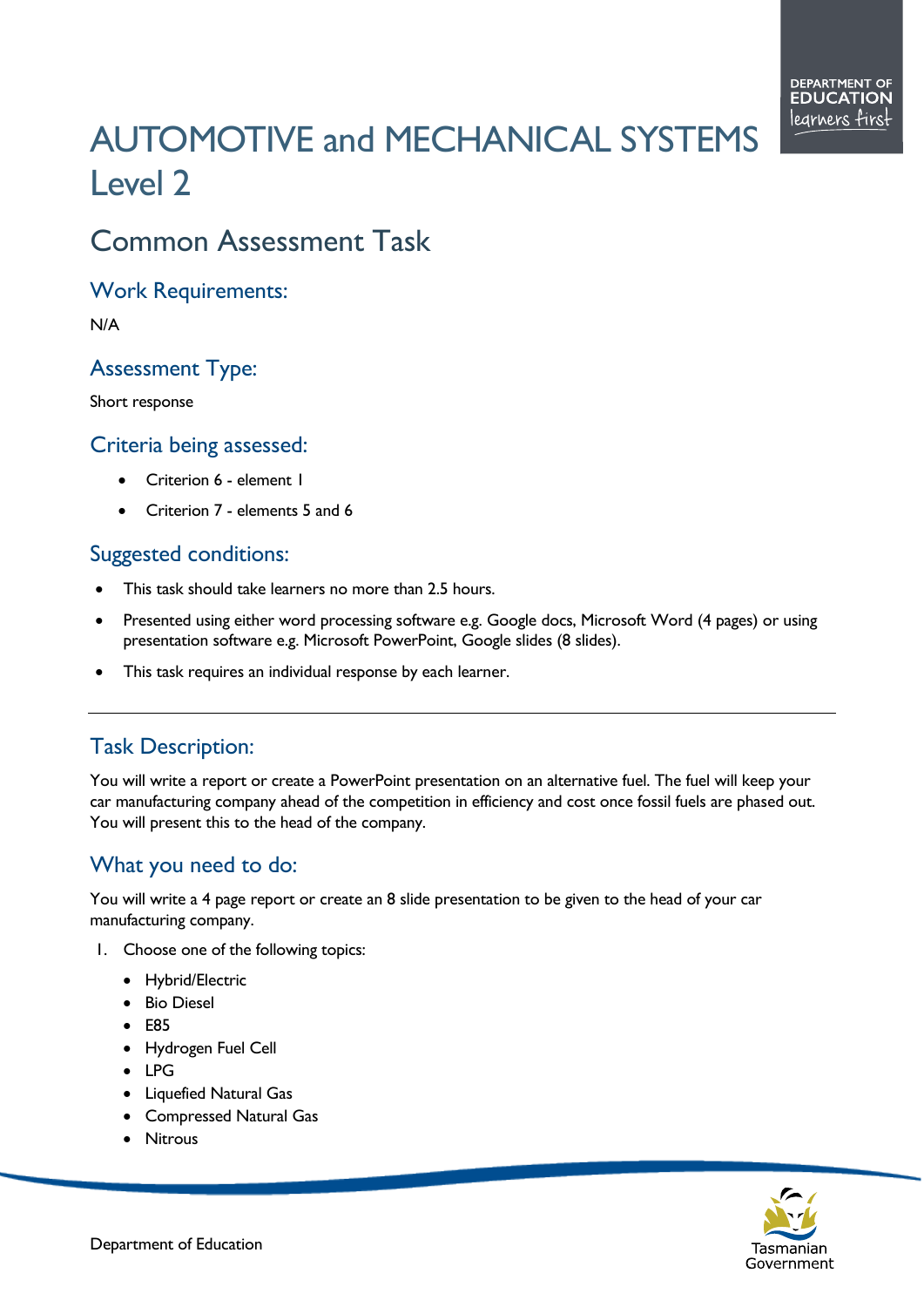# AUTOMOTIVE and MECHANICAL SYSTEMS Level 2

## Common Assessment Task

### Work Requirements:

N/A

### Assessment Type:

Short response

### Criteria being assessed:

- Criterion 6 - element 1
- Criterion 7 - elements 5 and 6

### Suggested conditions:

- This task should take learners no more than 2.5 hours.
- Presented using either word processing software e.g. Google docs, Microsoft Word (4 pages) or using presentation software e.g. Microsoft PowerPoint, Google slides (8 slides).
- This task requires an individual response by each learner.

---

### Task Description:

You will write a report or create a PowerPoint presentation on an alternative fuel. The fuel will keep your car manufacturing company ahead of the competition in efficiency and cost once fossil fuels are phased out. You will present this to the head of the company.

### What you need to do:

You will write a 4 page report or create an 8 slide presentation to be given to the head of your car manufacturing company.

1. Choose one of the following topics:
   - Hybrid/Electric
   - Bio Diesel
   - E85
   - Hydrogen Fuel Cell
   - LPG
   - Liquefied Natural Gas
   - Compressed Natural Gas
   - Nitrous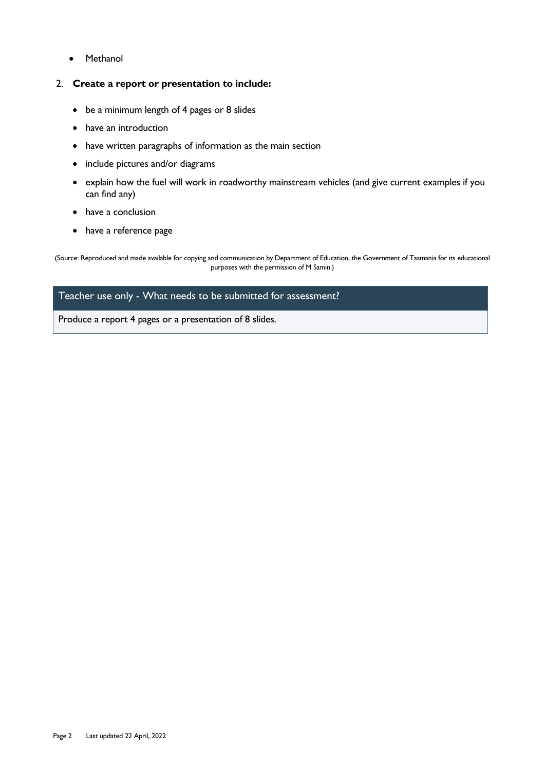- Methanol

2. **Create a report or presentation to include:**

   - be a minimum length of 4 pages or 8 slides
   - have an introduction
   - have written paragraphs of information as the main section
   - include pictures and/or diagrams
   - explain how the fuel will work in roadworthy mainstream vehicles (and give current examples if you can find any)
   - have a conclusion
   - have a reference page

(Source: Reproduced and made available for copying and communication by Department of Education, the Government of Tasmania for its educational purposes with the permission of M Samin.)

| Teacher use only - What needs to be submitted for assessment? |
| --- |
| Produce a report 4 pages or a presentation of 8 slides. |